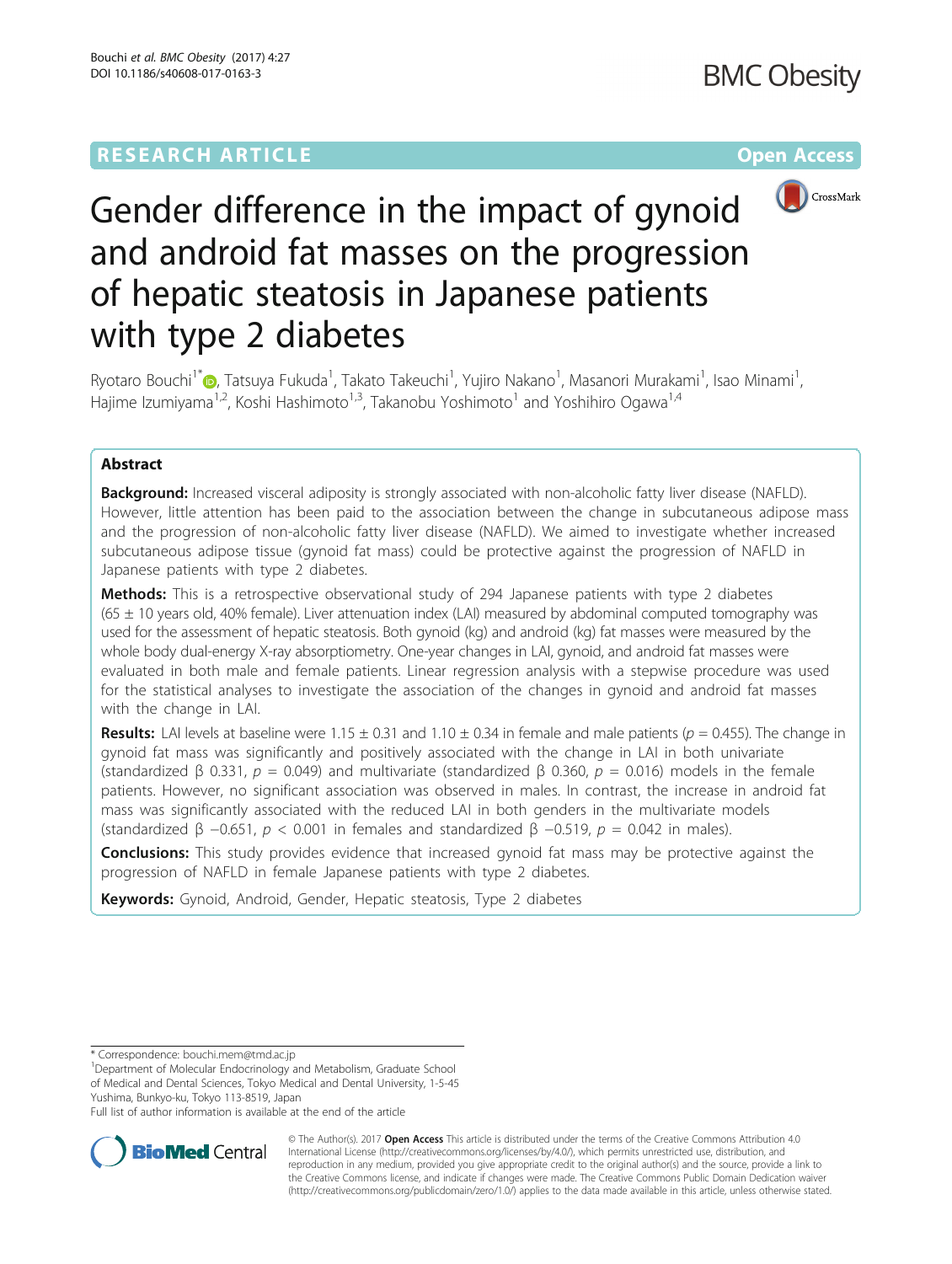RESEARCH ARTICLE

Open Access

# Gender difference in the impact of gynoid and android fat masses on the progression of hepatic steatosis in Japanese patients with type 2 diabetes

Ryotaro Bouchi[1*], Tatsuya Fukuda[1], Takato Takeuchi[1], Yujiro Nakano[1], Masanori Murakami[1], Isao Minami[1], Hajime Izumiyama[1,2], Koshi Hashimoto[1,3], Takanobu Yoshimoto[1] and Yoshihiro Ogawa[1,4]

## Abstract

**Background:** Increased visceral adiposity is strongly associated with non-alcoholic fatty liver disease (NAFLD). However, little attention has been paid to the association between the change in subcutaneous adipose mass and the progression of non-alcoholic fatty liver disease (NAFLD). We aimed to investigate whether increased subcutaneous adipose tissue (gynoid fat mass) could be protective against the progression of NAFLD in Japanese patients with type 2 diabetes.

**Methods:** This is a retrospective observational study of 294 Japanese patients with type 2 diabetes (65 ± 10 years old, 40% female). Liver attenuation index (LAI) measured by abdominal computed tomography was used for the assessment of hepatic steatosis. Both gynoid (kg) and android (kg) fat masses were measured by the whole body dual-energy X-ray absorptiometry. One-year changes in LAI, gynoid, and android fat masses were evaluated in both male and female patients. Linear regression analysis with a stepwise procedure was used for the statistical analyses to investigate the association of the changes in gynoid and android fat masses with the change in LAI.

**Results:** LAI levels at baseline were 1.15 ± 0.31 and 1.10 ± 0.34 in female and male patients ($p = 0.455$). The change in gynoid fat mass was significantly and positively associated with the change in LAI in both univariate (standardized β 0.331, $p = 0.049$) and multivariate (standardized β 0.360, $p = 0.016$) models in the female patients. However, no significant association was observed in males. In contrast, the increase in android fat mass was significantly associated with the reduced LAI in both genders in the multivariate models (standardized β −0.651, $p < 0.001$ in females and standardized β −0.519, $p = 0.042$ in males).

**Conclusions:** This study provides evidence that increased gynoid fat mass may be protective against the progression of NAFLD in female Japanese patients with type 2 diabetes.

**Keywords:** Gynoid, Android, Gender, Hepatic steatosis, Type 2 diabetes

\* Correspondence: bouchi.mem@tmd.ac.jp

[1]Department of Molecular Endocrinology and Metabolism, Graduate School of Medical and Dental Sciences, Tokyo Medical and Dental University, 1-5-45 Yushima, Bunkyo-ku, Tokyo 113-8519, Japan

Full list of author information is available at the end of the article

© The Author(s). 2017 **Open Access** This article is distributed under the terms of the Creative Commons Attribution 4.0 International License (http://creativecommons.org/licenses/by/4.0/), which permits unrestricted use, distribution, and reproduction in any medium, provided you give appropriate credit to the original author(s) and the source, provide a link to the Creative Commons license, and indicate if changes were made. The Creative Commons Public Domain Dedication waiver (http://creativecommons.org/publicdomain/zero/1.0/) applies to the data made available in this article, unless otherwise stated.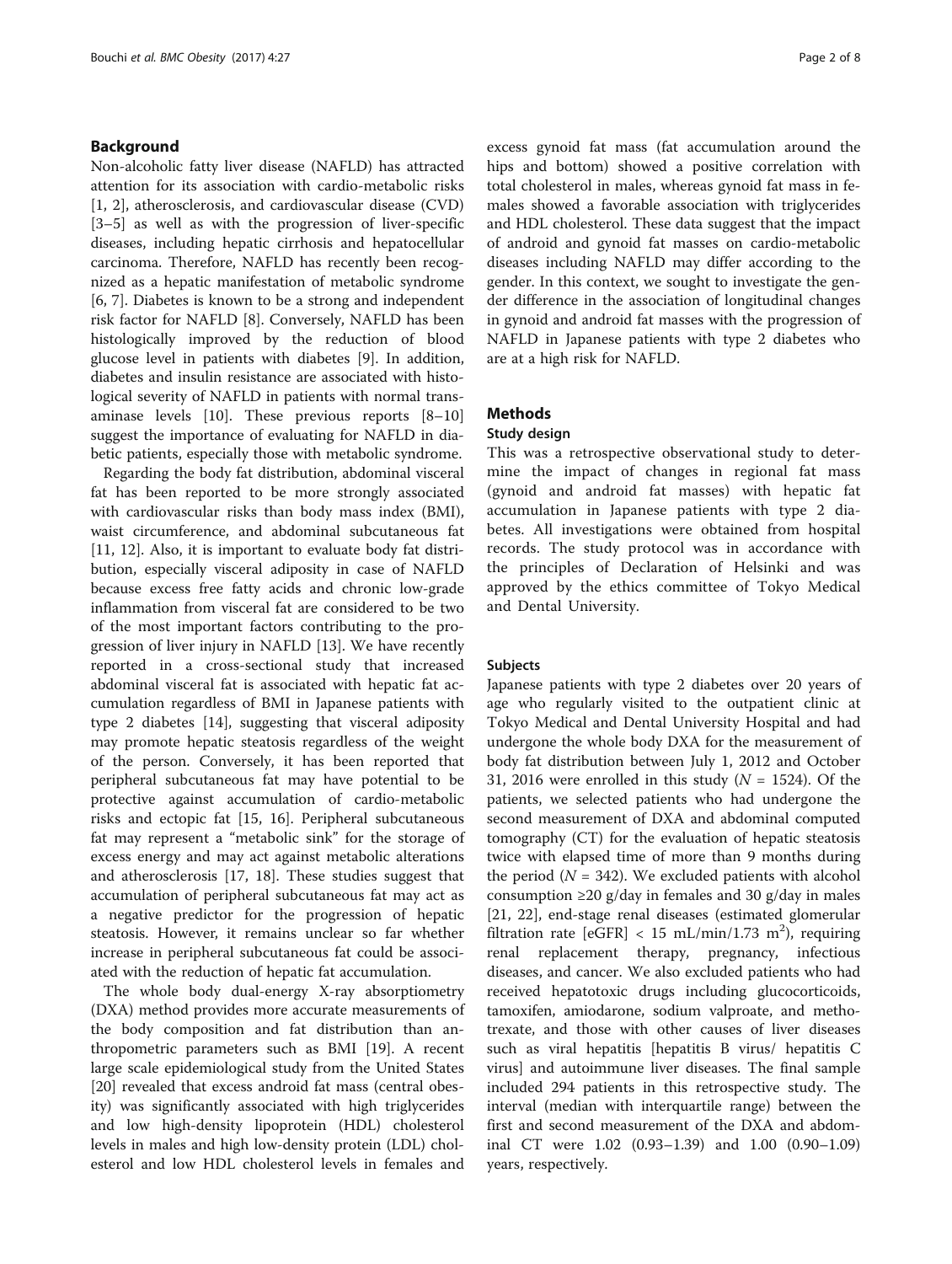## Background

Non-alcoholic fatty liver disease (NAFLD) has attracted attention for its association with cardio-metabolic risks [1, 2], atherosclerosis, and cardiovascular disease (CVD) [3–5] as well as with the progression of liver-specific diseases, including hepatic cirrhosis and hepatocellular carcinoma. Therefore, NAFLD has recently been recognized as a hepatic manifestation of metabolic syndrome [6, 7]. Diabetes is known to be a strong and independent risk factor for NAFLD [8]. Conversely, NAFLD has been histologically improved by the reduction of blood glucose level in patients with diabetes [9]. In addition, diabetes and insulin resistance are associated with histological severity of NAFLD in patients with normal transaminase levels [10]. These previous reports [8–10] suggest the importance of evaluating for NAFLD in diabetic patients, especially those with metabolic syndrome.

Regarding the body fat distribution, abdominal visceral fat has been reported to be more strongly associated with cardiovascular risks than body mass index (BMI), waist circumference, and abdominal subcutaneous fat [11, 12]. Also, it is important to evaluate body fat distribution, especially visceral adiposity in case of NAFLD because excess free fatty acids and chronic low-grade inflammation from visceral fat are considered to be two of the most important factors contributing to the progression of liver injury in NAFLD [13]. We have recently reported in a cross-sectional study that increased abdominal visceral fat is associated with hepatic fat accumulation regardless of BMI in Japanese patients with type 2 diabetes [14], suggesting that visceral adiposity may promote hepatic steatosis regardless of the weight of the person. Conversely, it has been reported that peripheral subcutaneous fat may have potential to be protective against accumulation of cardio-metabolic risks and ectopic fat [15, 16]. Peripheral subcutaneous fat may represent a "metabolic sink" for the storage of excess energy and may act against metabolic alterations and atherosclerosis [17, 18]. These studies suggest that accumulation of peripheral subcutaneous fat may act as a negative predictor for the progression of hepatic steatosis. However, it remains unclear so far whether increase in peripheral subcutaneous fat could be associated with the reduction of hepatic fat accumulation.

The whole body dual-energy X-ray absorptiometry (DXA) method provides more accurate measurements of the body composition and fat distribution than anthropometric parameters such as BMI [19]. A recent large scale epidemiological study from the United States [20] revealed that excess android fat mass (central obesity) was significantly associated with high triglycerides and low high-density lipoprotein (HDL) cholesterol levels in males and high low-density protein (LDL) cholesterol and low HDL cholesterol levels in females and excess gynoid fat mass (fat accumulation around the hips and bottom) showed a positive correlation with total cholesterol in males, whereas gynoid fat mass in females showed a favorable association with triglycerides and HDL cholesterol. These data suggest that the impact of android and gynoid fat masses on cardio-metabolic diseases including NAFLD may differ according to the gender. In this context, we sought to investigate the gender difference in the association of longitudinal changes in gynoid and android fat masses with the progression of NAFLD in Japanese patients with type 2 diabetes who are at a high risk for NAFLD.

## Methods

### Study design

This was a retrospective observational study to determine the impact of changes in regional fat mass (gynoid and android fat masses) with hepatic fat accumulation in Japanese patients with type 2 diabetes. All investigations were obtained from hospital records. The study protocol was in accordance with the principles of Declaration of Helsinki and was approved by the ethics committee of Tokyo Medical and Dental University.

### Subjects

Japanese patients with type 2 diabetes over 20 years of age who regularly visited to the outpatient clinic at Tokyo Medical and Dental University Hospital and had undergone the whole body DXA for the measurement of body fat distribution between July 1, 2012 and October 31, 2016 were enrolled in this study ($N$ = 1524). Of the patients, we selected patients who had undergone the second measurement of DXA and abdominal computed tomography (CT) for the evaluation of hepatic steatosis twice with elapsed time of more than 9 months during the period ($N$ = 342). We excluded patients with alcohol consumption ≥20 g/day in females and 30 g/day in males [21, 22], end-stage renal diseases (estimated glomerular filtration rate [eGFR] < 15 mL/min/1.73 $m^2$), requiring renal replacement therapy, pregnancy, infectious diseases, and cancer. We also excluded patients who had received hepatotoxic drugs including glucocorticoids, tamoxifen, amiodarone, sodium valproate, and methotrexate, and those with other causes of liver diseases such as viral hepatitis [hepatitis B virus/ hepatitis C virus] and autoimmune liver diseases. The final sample included 294 patients in this retrospective study. The interval (median with interquartile range) between the first and second measurement of the DXA and abdominal CT were 1.02 (0.93–1.39) and 1.00 (0.90–1.09) years, respectively.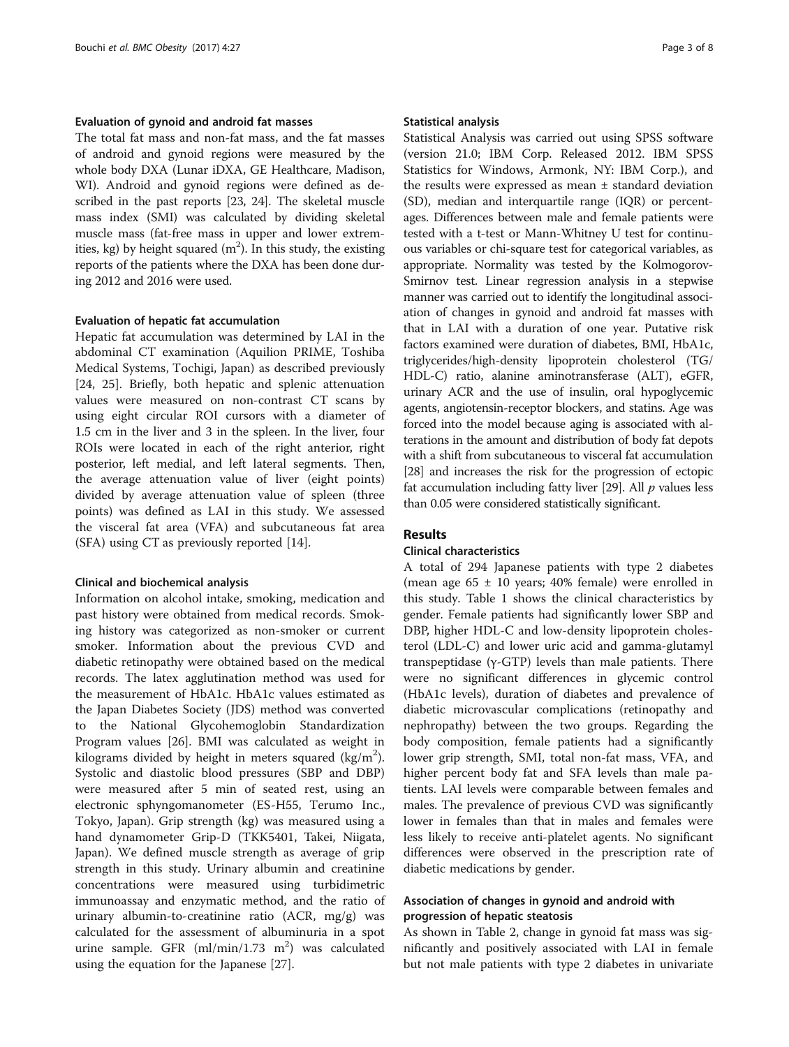#### Evaluation of gynoid and android fat masses

The total fat mass and non-fat mass, and the fat masses of android and gynoid regions were measured by the whole body DXA (Lunar iDXA, GE Healthcare, Madison, WI). Android and gynoid regions were defined as described in the past reports [23, 24]. The skeletal muscle mass index (SMI) was calculated by dividing skeletal muscle mass (fat-free mass in upper and lower extremities, kg) by height squared ($m^2$). In this study, the existing reports of the patients where the DXA has been done during 2012 and 2016 were used.

#### Evaluation of hepatic fat accumulation

Hepatic fat accumulation was determined by LAI in the abdominal CT examination (Aquilion PRIME, Toshiba Medical Systems, Tochigi, Japan) as described previously [24, 25]. Briefly, both hepatic and splenic attenuation values were measured on non-contrast CT scans by using eight circular ROI cursors with a diameter of 1.5 cm in the liver and 3 in the spleen. In the liver, four ROIs were located in each of the right anterior, right posterior, left medial, and left lateral segments. Then, the average attenuation value of liver (eight points) divided by average attenuation value of spleen (three points) was defined as LAI in this study. We assessed the visceral fat area (VFA) and subcutaneous fat area (SFA) using CT as previously reported [14].

#### Clinical and biochemical analysis

Information on alcohol intake, smoking, medication and past history were obtained from medical records. Smoking history was categorized as non-smoker or current smoker. Information about the previous CVD and diabetic retinopathy were obtained based on the medical records. The latex agglutination method was used for the measurement of HbA1c. HbA1c values estimated as the Japan Diabetes Society (JDS) method was converted to the National Glycohemoglobin Standardization Program values [26]. BMI was calculated as weight in kilograms divided by height in meters squared ($kg/m^2$). Systolic and diastolic blood pressures (SBP and DBP) were measured after 5 min of seated rest, using an electronic sphygmomanometer (ES-H55, Terumo Inc., Tokyo, Japan). Grip strength (kg) was measured using a hand dynamometer Grip-D (TKK5401, Takei, Niigata, Japan). We defined muscle strength as average of grip strength in this study. Urinary albumin and creatinine concentrations were measured using turbidimetric immunoassay and enzymatic method, and the ratio of urinary albumin-to-creatinine ratio (ACR, mg/g) was calculated for the assessment of albuminuria in a spot urine sample. GFR (ml/min/1.73 $m^2$) was calculated using the equation for the Japanese [27].

#### Statistical analysis

Statistical Analysis was carried out using SPSS software (version 21.0; IBM Corp. Released 2012. IBM SPSS Statistics for Windows, Armonk, NY: IBM Corp.), and the results were expressed as mean ± standard deviation (SD), median and interquartile range (IQR) or percentages. Differences between male and female patients were tested with a t-test or Mann-Whitney U test for continuous variables or chi-square test for categorical variables, as appropriate. Normality was tested by the Kolmogorov-Smirnov test. Linear regression analysis in a stepwise manner was carried out to identify the longitudinal association of changes in gynoid and android fat masses with that in LAI with a duration of one year. Putative risk factors examined were duration of diabetes, BMI, HbA1c, triglycerides/high-density lipoprotein cholesterol (TG/HDL-C) ratio, alanine aminotransferase (ALT), eGFR, urinary ACR and the use of insulin, oral hypoglycemic agents, angiotensin-receptor blockers, and statins. Age was forced into the model because aging is associated with alterations in the amount and distribution of body fat depots with a shift from subcutaneous to visceral fat accumulation [28] and increases the risk for the progression of ectopic fat accumulation including fatty liver [29]. All $p$ values less than 0.05 were considered statistically significant.

## Results

#### Clinical characteristics

A total of 294 Japanese patients with type 2 diabetes (mean age 65 ± 10 years; 40% female) were enrolled in this study. Table 1 shows the clinical characteristics by gender. Female patients had significantly lower SBP and DBP, higher HDL-C and low-density lipoprotein cholesterol (LDL-C) and lower uric acid and gamma-glutamyl transpeptidase (γ-GTP) levels than male patients. There were no significant differences in glycemic control (HbA1c levels), duration of diabetes and prevalence of diabetic microvascular complications (retinopathy and nephropathy) between the two groups. Regarding the body composition, female patients had a significantly lower grip strength, SMI, total non-fat mass, VFA, and higher percent body fat and SFA levels than male patients. LAI levels were comparable between females and males. The prevalence of previous CVD was significantly lower in females than that in males and females were less likely to receive anti-platelet agents. No significant differences were observed in the prescription rate of diabetic medications by gender.

#### Association of changes in gynoid and android with progression of hepatic steatosis

As shown in Table 2, change in gynoid fat mass was significantly and positively associated with LAI in female but not male patients with type 2 diabetes in univariate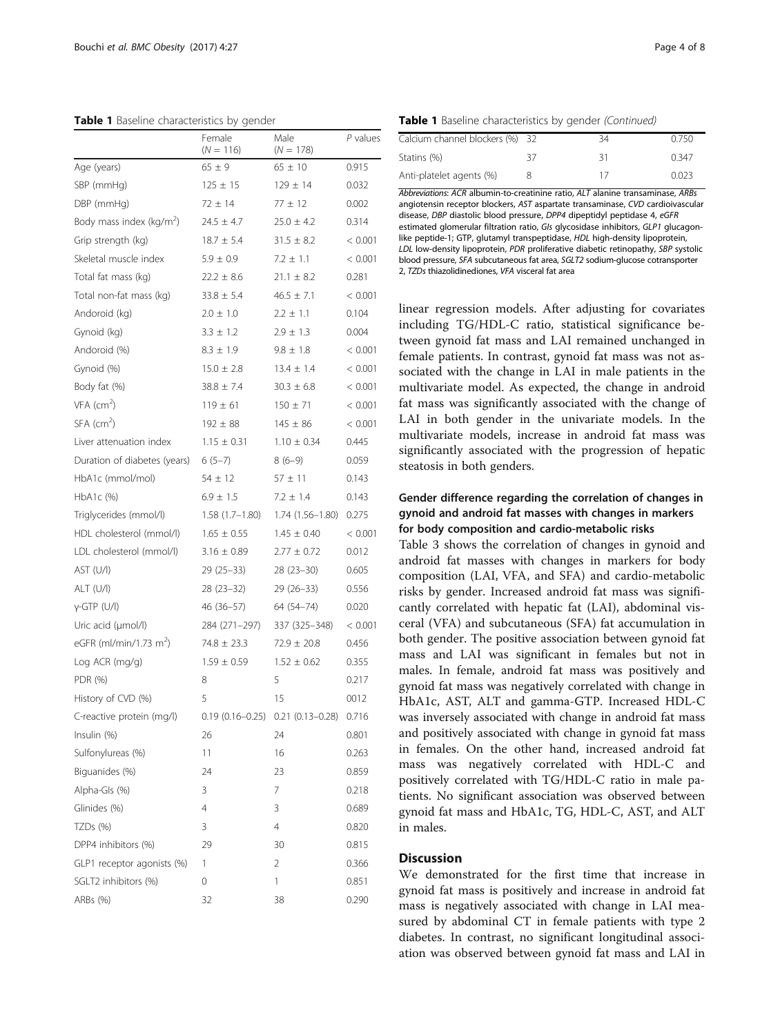**Table 1** Baseline characteristics by gender

| | Female (N = 116) | Male (N = 178) | P values |
|---|---|---|---|
| Age (years) | 65 ± 9 | 65 ± 10 | 0.915 |
| SBP (mmHg) | 125 ± 15 | 129 ± 14 | 0.032 |
| DBP (mmHg) | 72 ± 14 | 77 ± 12 | 0.002 |
| Body mass index (kg/m$^2$) | 24.5 ± 4.7 | 25.0 ± 4.2 | 0.314 |
| Grip strength (kg) | 18.7 ± 5.4 | 31.5 ± 8.2 | < 0.001 |
| Skeletal muscle index | 5.9 ± 0.9 | 7.2 ± 1.1 | < 0.001 |
| Total fat mass (kg) | 22.2 ± 8.6 | 21.1 ± 8.2 | 0.281 |
| Total non-fat mass (kg) | 33.8 ± 5.4 | 46.5 ± 7.1 | < 0.001 |
| Andoroid (kg) | 2.0 ± 1.0 | 2.2 ± 1.1 | 0.104 |
| Gynoid (kg) | 3.3 ± 1.2 | 2.9 ± 1.3 | 0.004 |
| Andoroid (%) | 8.3 ± 1.9 | 9.8 ± 1.8 | < 0.001 |
| Gynoid (%) | 15.0 ± 2.8 | 13.4 ± 1.4 | < 0.001 |
| Body fat (%) | 38.8 ± 7.4 | 30.3 ± 6.8 | < 0.001 |
| VFA (cm$^2$) | 119 ± 61 | 150 ± 71 | < 0.001 |
| SFA (cm$^2$) | 192 ± 88 | 145 ± 86 | < 0.001 |
| Liver attenuation index | 1.15 ± 0.31 | 1.10 ± 0.34 | 0.445 |
| Duration of diabetes (years) | 6 (5–7) | 8 (6–9) | 0.059 |
| HbA1c (mmol/mol) | 54 ± 12 | 57 ± 11 | 0.143 |
| HbA1c (%) | 6.9 ± 1.5 | 7.2 ± 1.4 | 0.143 |
| Triglycerides (mmol/l) | 1.58 (1.7–1.80) | 1.74 (1.56–1.80) | 0.275 |
| HDL cholesterol (mmol/l) | 1.65 ± 0.55 | 1.45 ± 0.40 | < 0.001 |
| LDL cholesterol (mmol/l) | 3.16 ± 0.89 | 2.77 ± 0.72 | 0.012 |
| AST (U/l) | 29 (25–33) | 28 (23–30) | 0.605 |
| ALT (U/l) | 28 (23–32) | 29 (26–33) | 0.556 |
| γ-GTP (U/l) | 46 (36–57) | 64 (54–74) | 0.020 |
| Uric acid (μmol/l) | 284 (271–297) | 337 (325–348) | < 0.001 |
| eGFR (ml/min/1.73 m$^2$) | 74.8 ± 23.3 | 72.9 ± 20.8 | 0.456 |
| Log ACR (mg/g) | 1.59 ± 0.59 | 1.52 ± 0.62 | 0.355 |
| PDR (%) | 8 | 5 | 0.217 |
| History of CVD (%) | 5 | 15 | 0012 |
| C-reactive protein (mg/l) | 0.19 (0.16–0.25) | 0.21 (0.13–0.28) | 0.716 |
| Insulin (%) | 26 | 24 | 0.801 |
| Sulfonylureas (%) | 11 | 16 | 0.263 |
| Biguanides (%) | 24 | 23 | 0.859 |
| Alpha-GIs (%) | 3 | 7 | 0.218 |
| Glinides (%) | 4 | 3 | 0.689 |
| TZDs (%) | 3 | 4 | 0.820 |
| DPP4 inhibitors (%) | 29 | 30 | 0.815 |
| GLP1 receptor agonists (%) | 1 | 2 | 0.366 |
| SGLT2 inhibitors (%) | 0 | 1 | 0.851 |
| ARBs (%) | 32 | 38 | 0.290 |
| Calcium channel blockers (%) | 32 | 34 | 0.750 |
| Statins (%) | 37 | 31 | 0.347 |
| Anti-platelet agents (%) | 8 | 17 | 0.023 |

*Abbreviations*: *ACR* albumin-to-creatinine ratio, *ALT* alanine transaminase, *ARBs* angiotensin receptor blockers, *AST* aspartate transaminase, *CVD* cardioivascular disease, *DBP* diastolic blood pressure, *DPP4* dipeptidyl peptidase 4, *eGFR* estimated glomerular filtration ratio, *GIs* glycosidase inhibitors, *GLP1* glucagon-like peptide-1; GTP, glutamyl transpeptidase, *HDL* high-density lipoprotein, *LDL* low-density lipoprotein, *PDR* proliferative diabetic retinopathy, *SBP* systolic blood pressure, *SFA* subcutaneous fat area, *SGLT2* sodium-glucose cotransporter 2, *TZDs* thiazolidinediones, *VFA* visceral fat area

linear regression models. After adjusting for covariates including TG/HDL-C ratio, statistical significance between gynoid fat mass and LAI remained unchanged in female patients. In contrast, gynoid fat mass was not associated with the change in LAI in male patients in the multivariate model. As expected, the change in android fat mass was significantly associated with the change of LAI in both gender in the univariate models. In the multivariate models, increase in android fat mass was significantly associated with the progression of hepatic steatosis in both genders.

### Gender difference regarding the correlation of changes in gynoid and android fat masses with changes in markers for body composition and cardio-metabolic risks

Table 3 shows the correlation of changes in gynoid and android fat masses with changes in markers for body composition (LAI, VFA, and SFA) and cardio-metabolic risks by gender. Increased android fat mass was significantly correlated with hepatic fat (LAI), abdominal visceral (VFA) and subcutaneous (SFA) fat accumulation in both gender. The positive association between gynoid fat mass and LAI was significant in females but not in males. In female, android fat mass was positively and gynoid fat mass was negatively correlated with change in HbA1c, AST, ALT and gamma-GTP. Increased HDL-C was inversely associated with change in android fat mass and positively associated with change in gynoid fat mass in females. On the other hand, increased android fat mass was negatively correlated with HDL-C and positively correlated with TG/HDL-C ratio in male patients. No significant association was observed between gynoid fat mass and HbA1c, TG, HDL-C, AST, and ALT in males.

## Discussion

We demonstrated for the first time that increase in gynoid fat mass is positively and increase in android fat mass is negatively associated with change in LAI measured by abdominal CT in female patients with type 2 diabetes. In contrast, no significant longitudinal association was observed between gynoid fat mass and LAI in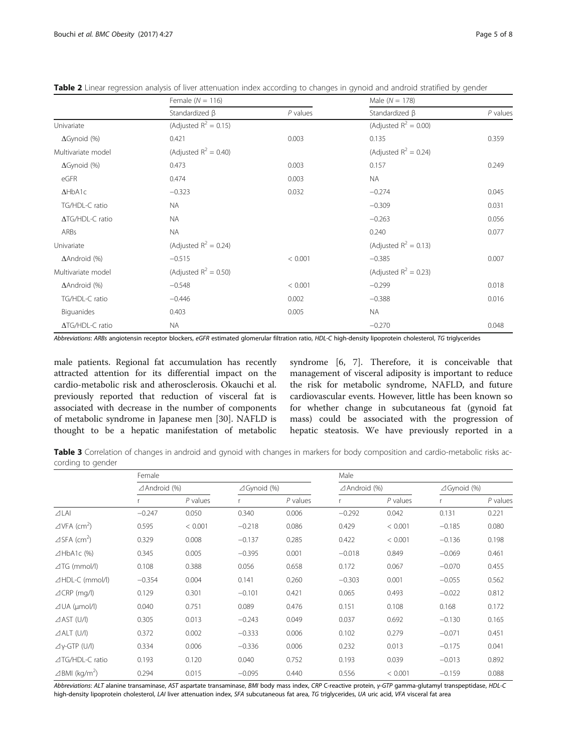**Table 2** Linear regression analysis of liver attenuation index according to changes in gynoid and android stratified by gender

| | Female (N = 116) | | Male (N = 178) | |
|---|---|---|---|---|
| | Standardized β | *P* values | Standardized β | *P* values |
| Univariate | (Adjusted $R^2 = 0.15$) | | (Adjusted $R^2 = 0.00$) | |
| ΔGynoid (%) | 0.421 | 0.003 | 0.135 | 0.359 |
| Multivariate model | (Adjusted $R^2 = 0.40$) | | (Adjusted $R^2 = 0.24$) | |
| ΔGynoid (%) | 0.473 | 0.003 | 0.157 | 0.249 |
| eGFR | 0.474 | 0.003 | NA | |
| ΔHbA1c | −0.323 | 0.032 | −0.274 | 0.045 |
| TG/HDL-C ratio | NA | | −0.309 | 0.031 |
| ΔTG/HDL-C ratio | NA | | −0.263 | 0.056 |
| ARBs | NA | | 0.240 | 0.077 |
| Univariate | (Adjusted $R^2 = 0.24$) | | (Adjusted $R^2 = 0.13$) | |
| ΔAndroid (%) | −0.515 | < 0.001 | −0.385 | 0.007 |
| Multivariate model | (Adjusted $R^2 = 0.50$) | | (Adjusted $R^2 = 0.23$) | |
| ΔAndroid (%) | −0.548 | < 0.001 | −0.299 | 0.018 |
| TG/HDL-C ratio | −0.446 | 0.002 | −0.388 | 0.016 |
| Biguanides | 0.403 | 0.005 | NA | |
| ΔTG/HDL-C ratio | NA | | −0.270 | 0.048 |

*Abbreviations*: *ARBs* angiotensin receptor blockers, *eGFR* estimated glomerular filtration ratio, *HDL-C* high-density lipoprotein cholesterol, *TG* triglycerides

male patients. Regional fat accumulation has recently attracted attention for its differential impact on the cardio-metabolic risk and atherosclerosis. Okauchi et al. previously reported that reduction of visceral fat is associated with decrease in the number of components of metabolic syndrome in Japanese men [30]. NAFLD is thought to be a hepatic manifestation of metabolic syndrome [6, 7]. Therefore, it is conceivable that management of visceral adiposity is important to reduce the risk for metabolic syndrome, NAFLD, and future cardiovascular events. However, little has been known so for whether change in subcutaneous fat (gynoid fat mass) could be associated with the progression of hepatic steatosis. We have previously reported in a

**Table 3** Correlation of changes in android and gynoid with changes in markers for body composition and cardio-metabolic risks according to gender

| | Female | | | | Male | | | |
|---|---|---|---|---|---|---|---|---|
| | ⊿Android (%) | | ⊿Gynoid (%) | | ⊿Android (%) | | ⊿Gynoid (%) | |
| | r | *P* values | r | *P* values | r | *P* values | r | *P* values |
| ⊿LAI | −0.247 | 0.050 | 0.340 | 0.006 | −0.292 | 0.042 | 0.131 | 0.221 |
| ⊿VFA ($cm^2$) | 0.595 | < 0.001 | −0.218 | 0.086 | 0.429 | < 0.001 | −0.185 | 0.080 |
| ⊿SFA ($cm^2$) | 0.329 | 0.008 | −0.137 | 0.285 | 0.422 | < 0.001 | −0.136 | 0.198 |
| ⊿HbA1c (%) | 0.345 | 0.005 | −0.395 | 0.001 | −0.018 | 0.849 | −0.069 | 0.461 |
| ⊿TG (mmol/l) | 0.108 | 0.388 | 0.056 | 0.658 | 0.172 | 0.067 | −0.070 | 0.455 |
| ⊿HDL-C (mmol/l) | −0.354 | 0.004 | 0.141 | 0.260 | −0.303 | 0.001 | −0.055 | 0.562 |
| ⊿CRP (mg/l) | 0.129 | 0.301 | −0.101 | 0.421 | 0.065 | 0.493 | −0.022 | 0.812 |
| ⊿UA (μmol/l) | 0.040 | 0.751 | 0.089 | 0.476 | 0.151 | 0.108 | 0.168 | 0.172 |
| ⊿AST (U/l) | 0.305 | 0.013 | −0.243 | 0.049 | 0.037 | 0.692 | −0.130 | 0.165 |
| ⊿ALT (U/l) | 0.372 | 0.002 | −0.333 | 0.006 | 0.102 | 0.279 | −0.071 | 0.451 |
| ⊿γ-GTP (U/l) | 0.334 | 0.006 | −0.336 | 0.006 | 0.232 | 0.013 | −0.175 | 0.041 |
| ⊿TG/HDL-C ratio | 0.193 | 0.120 | 0.040 | 0.752 | 0.193 | 0.039 | −0.013 | 0.892 |
| ⊿BMI ($kg/m^2$) | 0.294 | 0.015 | −0.095 | 0.440 | 0.556 | < 0.001 | −0.159 | 0.088 |

*Abbreviations*: *ALT* alanine transaminase, *AST* aspartate transaminase, *BMI* body mass index, *CRP* C-reactive protein, *γ-GTP* gamma-glutamyl transpeptidase, *HDL-C* high-density lipoprotein cholesterol, *LAI* liver attenuation index, *SFA* subcutaneous fat area, *TG* triglycerides, *UA* uric acid, *VFA* visceral fat area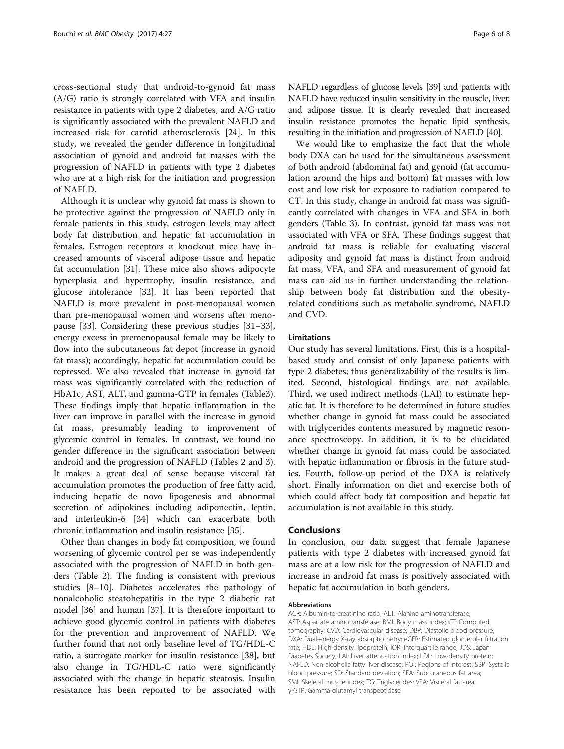cross-sectional study that android-to-gynoid fat mass (A/G) ratio is strongly correlated with VFA and insulin resistance in patients with type 2 diabetes, and A/G ratio is significantly associated with the prevalent NAFLD and increased risk for carotid atherosclerosis [24]. In this study, we revealed the gender difference in longitudinal association of gynoid and android fat masses with the progression of NAFLD in patients with type 2 diabetes who are at a high risk for the initiation and progression of NAFLD.

Although it is unclear why gynoid fat mass is shown to be protective against the progression of NAFLD only in female patients in this study, estrogen levels may affect body fat distribution and hepatic fat accumulation in females. Estrogen receptors α knockout mice have increased amounts of visceral adipose tissue and hepatic fat accumulation [31]. These mice also shows adipocyte hyperplasia and hypertrophy, insulin resistance, and glucose intolerance [32]. It has been reported that NAFLD is more prevalent in post-menopausal women than pre-menopausal women and worsens after menopause [33]. Considering these previous studies [31–33], energy excess in premenopausal female may be likely to flow into the subcutaneous fat depot (increase in gynoid fat mass); accordingly, hepatic fat accumulation could be repressed. We also revealed that increase in gynoid fat mass was significantly correlated with the reduction of HbA1c, AST, ALT, and gamma-GTP in females (Table3). These findings imply that hepatic inflammation in the liver can improve in parallel with the increase in gynoid fat mass, presumably leading to improvement of glycemic control in females. In contrast, we found no gender difference in the significant association between android and the progression of NAFLD (Tables 2 and 3). It makes a great deal of sense because visceral fat accumulation promotes the production of free fatty acid, inducing hepatic de novo lipogenesis and abnormal secretion of adipokines including adiponectin, leptin, and interleukin-6 [34] which can exacerbate both chronic inflammation and insulin resistance [35].

Other than changes in body fat composition, we found worsening of glycemic control per se was independently associated with the progression of NAFLD in both genders (Table 2). The finding is consistent with previous studies [8–10]. Diabetes accelerates the pathology of nonalcoholic steatohepatitis in the type 2 diabetic rat model [36] and human [37]. It is therefore important to achieve good glycemic control in patients with diabetes for the prevention and improvement of NAFLD. We further found that not only baseline level of TG/HDL-C ratio, a surrogate marker for insulin resistance [38], but also change in TG/HDL-C ratio were significantly associated with the change in hepatic steatosis. Insulin resistance has been reported to be associated with NAFLD regardless of glucose levels [39] and patients with NAFLD have reduced insulin sensitivity in the muscle, liver, and adipose tissue. It is clearly revealed that increased insulin resistance promotes the hepatic lipid synthesis, resulting in the initiation and progression of NAFLD [40].

We would like to emphasize the fact that the whole body DXA can be used for the simultaneous assessment of both android (abdominal fat) and gynoid (fat accumulation around the hips and bottom) fat masses with low cost and low risk for exposure to radiation compared to CT. In this study, change in android fat mass was significantly correlated with changes in VFA and SFA in both genders (Table 3). In contrast, gynoid fat mass was not associated with VFA or SFA. These findings suggest that android fat mass is reliable for evaluating visceral adiposity and gynoid fat mass is distinct from android fat mass, VFA, and SFA and measurement of gynoid fat mass can aid us in further understanding the relationship between body fat distribution and the obesity-related conditions such as metabolic syndrome, NAFLD and CVD.

### Limitations

Our study has several limitations. First, this is a hospital-based study and consist of only Japanese patients with type 2 diabetes; thus generalizability of the results is limited. Second, histological findings are not available. Third, we used indirect methods (LAI) to estimate hepatic fat. It is therefore to be determined in future studies whether change in gynoid fat mass could be associated with triglycerides contents measured by magnetic resonance spectroscopy. In addition, it is to be elucidated whether change in gynoid fat mass could be associated with hepatic inflammation or fibrosis in the future studies. Fourth, follow-up period of the DXA is relatively short. Finally information on diet and exercise both of which could affect body fat composition and hepatic fat accumulation is not available in this study.

## Conclusions

In conclusion, our data suggest that female Japanese patients with type 2 diabetes with increased gynoid fat mass are at a low risk for the progression of NAFLD and increase in android fat mass is positively associated with hepatic fat accumulation in both genders.

#### Abbreviations

ACR: Albumin-to-creatinine ratio; ALT: Alanine aminotransferase; AST: Aspartate aminotransferase; BMI: Body mass index; CT: Computed tomography; CVD: Cardiovascular disease; DBP: Diastolic blood pressure; DXA: Dual-energy X-ray absorptiometry; eGFR: Estimated glomerular filtration rate; HDL: High-density lipoprotein; IQR: Interquartile range; JDS: Japan Diabetes Society; LAI: Liver attenuation index; LDL: Low-density protein; NAFLD: Non-alcoholic fatty liver disease; ROI: Regions of interest; SBP: Systolic blood pressure; SD: Standard deviation; SFA: Subcutaneous fat area; SMI: Skeletal muscle index; TG: Triglycerides; VFA: Visceral fat area; γ-GTP: Gamma-glutamyl transpeptidase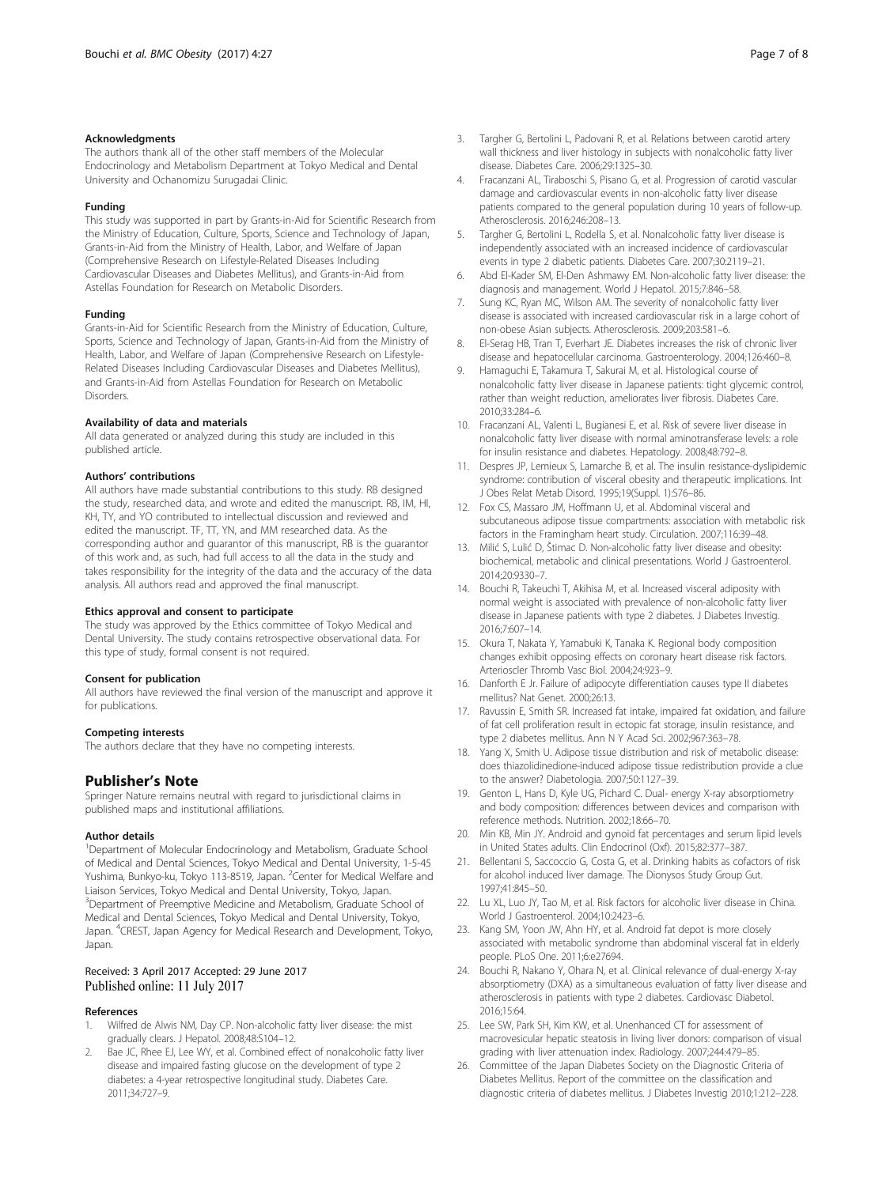#### Acknowledgments

The authors thank all of the other staff members of the Molecular Endocrinology and Metabolism Department at Tokyo Medical and Dental University and Ochanomizu Surugadai Clinic.

#### Funding

This study was supported in part by Grants-in-Aid for Scientific Research from the Ministry of Education, Culture, Sports, Science and Technology of Japan, Grants-in-Aid from the Ministry of Health, Labor, and Welfare of Japan (Comprehensive Research on Lifestyle-Related Diseases Including Cardiovascular Diseases and Diabetes Mellitus), and Grants-in-Aid from Astellas Foundation for Research on Metabolic Disorders.

#### Funding

Grants-in-Aid for Scientific Research from the Ministry of Education, Culture, Sports, Science and Technology of Japan, Grants-in-Aid from the Ministry of Health, Labor, and Welfare of Japan (Comprehensive Research on Lifestyle-Related Diseases Including Cardiovascular Diseases and Diabetes Mellitus), and Grants-in-Aid from Astellas Foundation for Research on Metabolic Disorders.

#### Availability of data and materials

All data generated or analyzed during this study are included in this published article.

#### Authors' contributions

All authors have made substantial contributions to this study. RB designed the study, researched data, and wrote and edited the manuscript. RB, IM, HI, KH, TY, and YO contributed to intellectual discussion and reviewed and edited the manuscript. TF, TT, YN, and MM researched data. As the corresponding author and guarantor of this manuscript, RB is the guarantor of this work and, as such, had full access to all the data in the study and takes responsibility for the integrity of the data and the accuracy of the data analysis. All authors read and approved the final manuscript.

#### Ethics approval and consent to participate

The study was approved by the Ethics committee of Tokyo Medical and Dental University. The study contains retrospective observational data. For this type of study, formal consent is not required.

#### Consent for publication

All authors have reviewed the final version of the manuscript and approve it for publications.

#### Competing interests

The authors declare that they have no competing interests.

## Publisher's Note

Springer Nature remains neutral with regard to jurisdictional claims in published maps and institutional affiliations.

#### Author details

[1]Department of Molecular Endocrinology and Metabolism, Graduate School of Medical and Dental Sciences, Tokyo Medical and Dental University, 1-5-45 Yushima, Bunkyo-ku, Tokyo 113-8519, Japan. [2]Center for Medical Welfare and Liaison Services, Tokyo Medical and Dental University, Tokyo, Japan. [3]Department of Preemptive Medicine and Metabolism, Graduate School of Medical and Dental Sciences, Tokyo Medical and Dental University, Tokyo, Japan. [4]CREST, Japan Agency for Medical Research and Development, Tokyo, Japan.

Received: 3 April 2017 Accepted: 29 June 2017
Published online: 11 July 2017

#### References

1. Wilfred de Alwis NM, Day CP. Non-alcoholic fatty liver disease: the mist gradually clears. J Hepatol. 2008;48:S104–12.
2. Bae JC, Rhee EJ, Lee WY, et al. Combined effect of nonalcoholic fatty liver disease and impaired fasting glucose on the development of type 2 diabetes: a 4-year retrospective longitudinal study. Diabetes Care. 2011;34:727–9.
3. Targher G, Bertolini L, Padovani R, et al. Relations between carotid artery wall thickness and liver histology in subjects with nonalcoholic fatty liver disease. Diabetes Care. 2006;29:1325–30.
4. Fracanzani AL, Tiraboschi S, Pisano G, et al. Progression of carotid vascular damage and cardiovascular events in non-alcoholic fatty liver disease patients compared to the general population during 10 years of follow-up. Atherosclerosis. 2016;246:208–13.
5. Targher G, Bertolini L, Rodella S, et al. Nonalcoholic fatty liver disease is independently associated with an increased incidence of cardiovascular events in type 2 diabetic patients. Diabetes Care. 2007;30:2119–21.
6. Abd El-Kader SM, El-Den Ashmawy EM. Non-alcoholic fatty liver disease: the diagnosis and management. World J Hepatol. 2015;7:846–58.
7. Sung KC, Ryan MC, Wilson AM. The severity of nonalcoholic fatty liver disease is associated with increased cardiovascular risk in a large cohort of non-obese Asian subjects. Atherosclerosis. 2009;203:581–6.
8. El-Serag HB, Tran T, Everhart JE. Diabetes increases the risk of chronic liver disease and hepatocellular carcinoma. Gastroenterology. 2004;126:460–8.
9. Hamaguchi E, Takamura T, Sakurai M, et al. Histological course of nonalcoholic fatty liver disease in Japanese patients: tight glycemic control, rather than weight reduction, ameliorates liver fibrosis. Diabetes Care. 2010;33:284–6.
10. Fracanzani AL, Valenti L, Bugianesi E, et al. Risk of severe liver disease in nonalcoholic fatty liver disease with normal aminotransferase levels: a role for insulin resistance and diabetes. Hepatology. 2008;48:792–8.
11. Despres JP, Lemieux S, Lamarche B, et al. The insulin resistance-dyslipidemic syndrome: contribution of visceral obesity and therapeutic implications. Int J Obes Relat Metab Disord. 1995;19(Suppl. 1):S76–86.
12. Fox CS, Massaro JM, Hoffmann U, et al. Abdominal visceral and subcutaneous adipose tissue compartments: association with metabolic risk factors in the Framingham heart study. Circulation. 2007;116:39–48.
13. Milić S, Lulić D, Štimac D. Non-alcoholic fatty liver disease and obesity: biochemical, metabolic and clinical presentations. World J Gastroenterol. 2014;20:9330–7.
14. Bouchi R, Takeuchi T, Akihisa M, et al. Increased visceral adiposity with normal weight is associated with prevalence of non-alcoholic fatty liver disease in Japanese patients with type 2 diabetes. J Diabetes Investig. 2016;7:607–14.
15. Okura T, Nakata Y, Yamabuki K, Tanaka K. Regional body composition changes exhibit opposing effects on coronary heart disease risk factors. Arterioscler Thromb Vasc Biol. 2004;24:923–9.
16. Danforth E Jr. Failure of adipocyte differentiation causes type II diabetes mellitus? Nat Genet. 2000;26:13.
17. Ravussin E, Smith SR. Increased fat intake, impaired fat oxidation, and failure of fat cell proliferation result in ectopic fat storage, insulin resistance, and type 2 diabetes mellitus. Ann N Y Acad Sci. 2002;967:363–78.
18. Yang X, Smith U. Adipose tissue distribution and risk of metabolic disease: does thiazolidinedione-induced adipose tissue redistribution provide a clue to the answer? Diabetologia. 2007;50:1127–39.
19. Genton L, Hans D, Kyle UG, Pichard C. Dual- energy X-ray absorptiometry and body composition: differences between devices and comparison with reference methods. Nutrition. 2002;18:66–70.
20. Min KB, Min JY. Android and gynoid fat percentages and serum lipid levels in United States adults. Clin Endocrinol (Oxf). 2015;82:377–387.
21. Bellentani S, Saccoccio G, Costa G, et al. Drinking habits as cofactors of risk for alcohol induced liver damage. The Dionysos Study Group Gut. 1997;41:845–50.
22. Lu XL, Luo JY, Tao M, et al. Risk factors for alcoholic liver disease in China. World J Gastroenterol. 2004;10:2423–6.
23. Kang SM, Yoon JW, Ahn HY, et al. Android fat depot is more closely associated with metabolic syndrome than abdominal visceral fat in elderly people. PLoS One. 2011;6:e27694.
24. Bouchi R, Nakano Y, Ohara N, et al. Clinical relevance of dual-energy X-ray absorptiometry (DXA) as a simultaneous evaluation of fatty liver disease and atherosclerosis in patients with type 2 diabetes. Cardiovasc Diabetol. 2016;15:64.
25. Lee SW, Park SH, Kim KW, et al. Unenhanced CT for assessment of macrovesicular hepatic steatosis in living liver donors: comparison of visual grading with liver attenuation index. Radiology. 2007;244:479–85.
26. Committee of the Japan Diabetes Society on the Diagnostic Criteria of Diabetes Mellitus. Report of the committee on the classification and diagnostic criteria of diabetes mellitus. J Diabetes Investig 2010;1:212–228.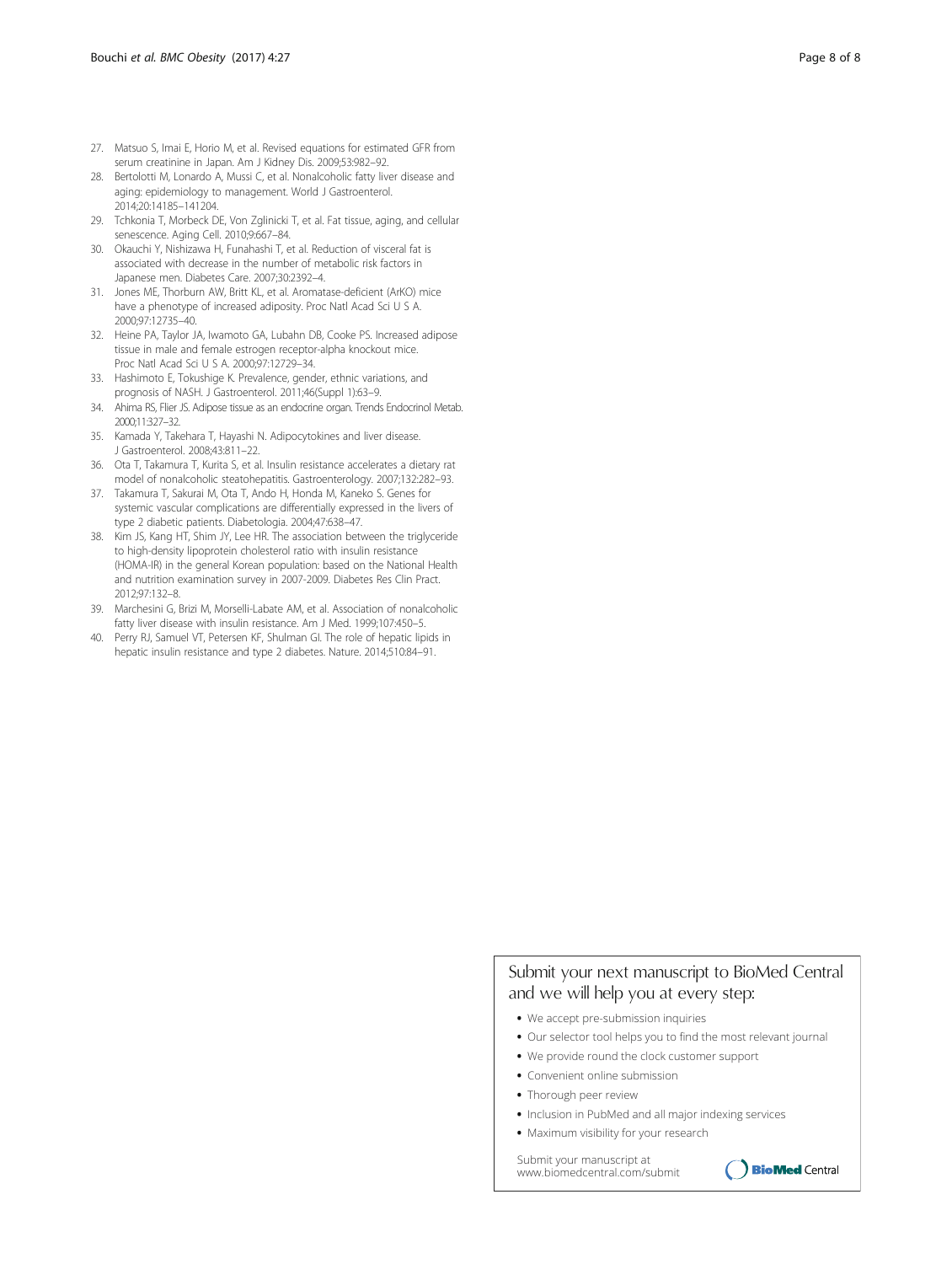27. Matsuo S, Imai E, Horio M, et al. Revised equations for estimated GFR from serum creatinine in Japan. Am J Kidney Dis. 2009;53:982–92.
28. Bertolotti M, Lonardo A, Mussi C, et al. Nonalcoholic fatty liver disease and aging: epidemiology to management. World J Gastroenterol. 2014;20:14185–141204.
29. Tchkonia T, Morbeck DE, Von Zglinicki T, et al. Fat tissue, aging, and cellular senescence. Aging Cell. 2010;9:667–84.
30. Okauchi Y, Nishizawa H, Funahashi T, et al. Reduction of visceral fat is associated with decrease in the number of metabolic risk factors in Japanese men. Diabetes Care. 2007;30:2392–4.
31. Jones ME, Thorburn AW, Britt KL, et al. Aromatase-deficient (ArKO) mice have a phenotype of increased adiposity. Proc Natl Acad Sci U S A. 2000;97:12735–40.
32. Heine PA, Taylor JA, Iwamoto GA, Lubahn DB, Cooke PS. Increased adipose tissue in male and female estrogen receptor-alpha knockout mice. Proc Natl Acad Sci U S A. 2000;97:12729–34.
33. Hashimoto E, Tokushige K. Prevalence, gender, ethnic variations, and prognosis of NASH. J Gastroenterol. 2011;46(Suppl 1):63–9.
34. Ahima RS, Flier JS. Adipose tissue as an endocrine organ. Trends Endocrinol Metab. 2000;11:327–32.
35. Kamada Y, Takehara T, Hayashi N. Adipocytokines and liver disease. J Gastroenterol. 2008;43:811–22.
36. Ota T, Takamura T, Kurita S, et al. Insulin resistance accelerates a dietary rat model of nonalcoholic steatohepatitis. Gastroenterology. 2007;132:282–93.
37. Takamura T, Sakurai M, Ota T, Ando H, Honda M, Kaneko S. Genes for systemic vascular complications are differentially expressed in the livers of type 2 diabetic patients. Diabetologia. 2004;47:638–47.
38. Kim JS, Kang HT, Shim JY, Lee HR. The association between the triglyceride to high-density lipoprotein cholesterol ratio with insulin resistance (HOMA-IR) in the general Korean population: based on the National Health and nutrition examination survey in 2007-2009. Diabetes Res Clin Pract. 2012;97:132–8.
39. Marchesini G, Brizi M, Morselli-Labate AM, et al. Association of nonalcoholic fatty liver disease with insulin resistance. Am J Med. 1999;107:450–5.
40. Perry RJ, Samuel VT, Petersen KF, Shulman GI. The role of hepatic lipids in hepatic insulin resistance and type 2 diabetes. Nature. 2014;510:84–91.

Submit your next manuscript to BioMed Central and we will help you at every step:

- We accept pre-submission inquiries
- Our selector tool helps you to find the most relevant journal
- We provide round the clock customer support
- Convenient online submission
- Thorough peer review
- Inclusion in PubMed and all major indexing services
- Maximum visibility for your research

Submit your manuscript at www.biomedcentral.com/submit

BioMed Central